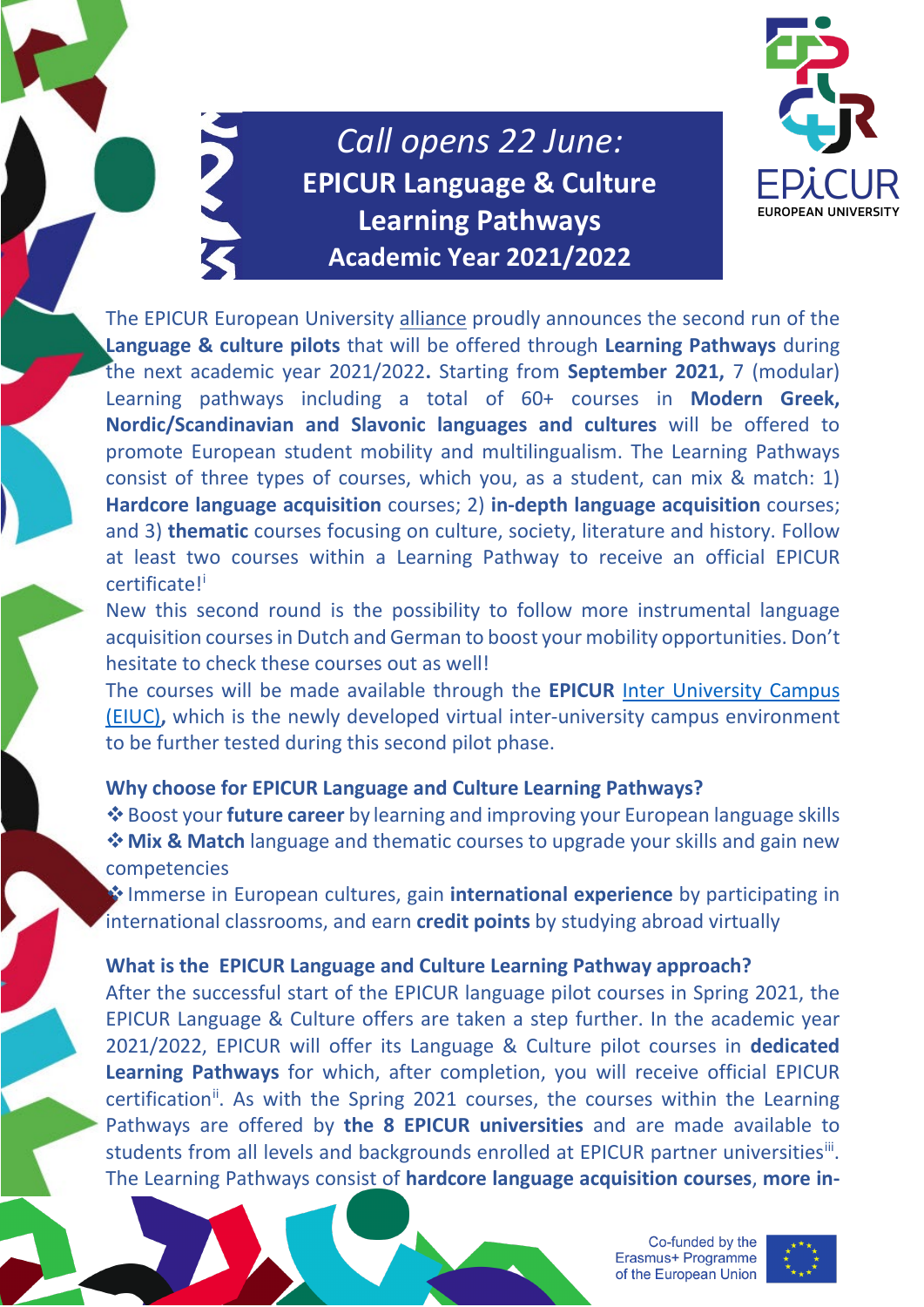*Call opens 22 June:*

# EPICUR Language & Culture Learning Pathways

## Academic Year 2021/2022

The EPICUR European University alliance proudly announces the second run of the **Language & culture pilots** that will be offered through **Learning Pathways** during the next academic year 2021/2022**.** Starting from **September 2021,** 7 (modular) Learning pathways including a total of 60+ courses in **Modern Greek, Nordic/Scandinavian and Slavonic languages and cultures** will be offered to promote European student mobility and multilingualism. The Learning Pathways consist of three types of courses, which you, as a student, can mix & match: 1) **Hardcore language acquisition** courses; 2) **in-depth language acquisition** courses; and 3) **thematic** courses focusing on culture, society, literature and history. Follow at least two courses within a Learning Pathway to receive an official EPICUR certificate![i]

New this second round is the possibility to follow more instrumental language acquisition courses in Dutch and German to boost your mobility opportunities. Don't hesitate to check these courses out as well!

The courses will be made available through the **EPICUR** Inter University Campus (EIUC)**,** which is the newly developed virtual inter-university campus environment to be further tested during this second pilot phase.

### Why choose for EPICUR Language and Culture Learning Pathways?

- Boost your **future career** by learning and improving your European language skills
- **Mix & Match** language and thematic courses to upgrade your skills and gain new competencies
- Immerse in European cultures, gain **international experience** by participating in international classrooms, and earn **credit points** by studying abroad virtually

### What is the EPICUR Language and Culture Learning Pathway approach?

After the successful start of the EPICUR language pilot courses in Spring 2021, the EPICUR Language & Culture offers are taken a step further. In the academic year 2021/2022, EPICUR will offer its Language & Culture pilot courses in **dedicated Learning Pathways** for which, after completion, you will receive official EPICUR certification[ii]. As with the Spring 2021 courses, the courses within the Learning Pathways are offered by **the 8 EPICUR universities** and are made available to students from all levels and backgrounds enrolled at EPICUR partner universities[iii]. The Learning Pathways consist of **hardcore language acquisition courses**, **more in-**

Co-funded by the Erasmus+ Programme of the European Union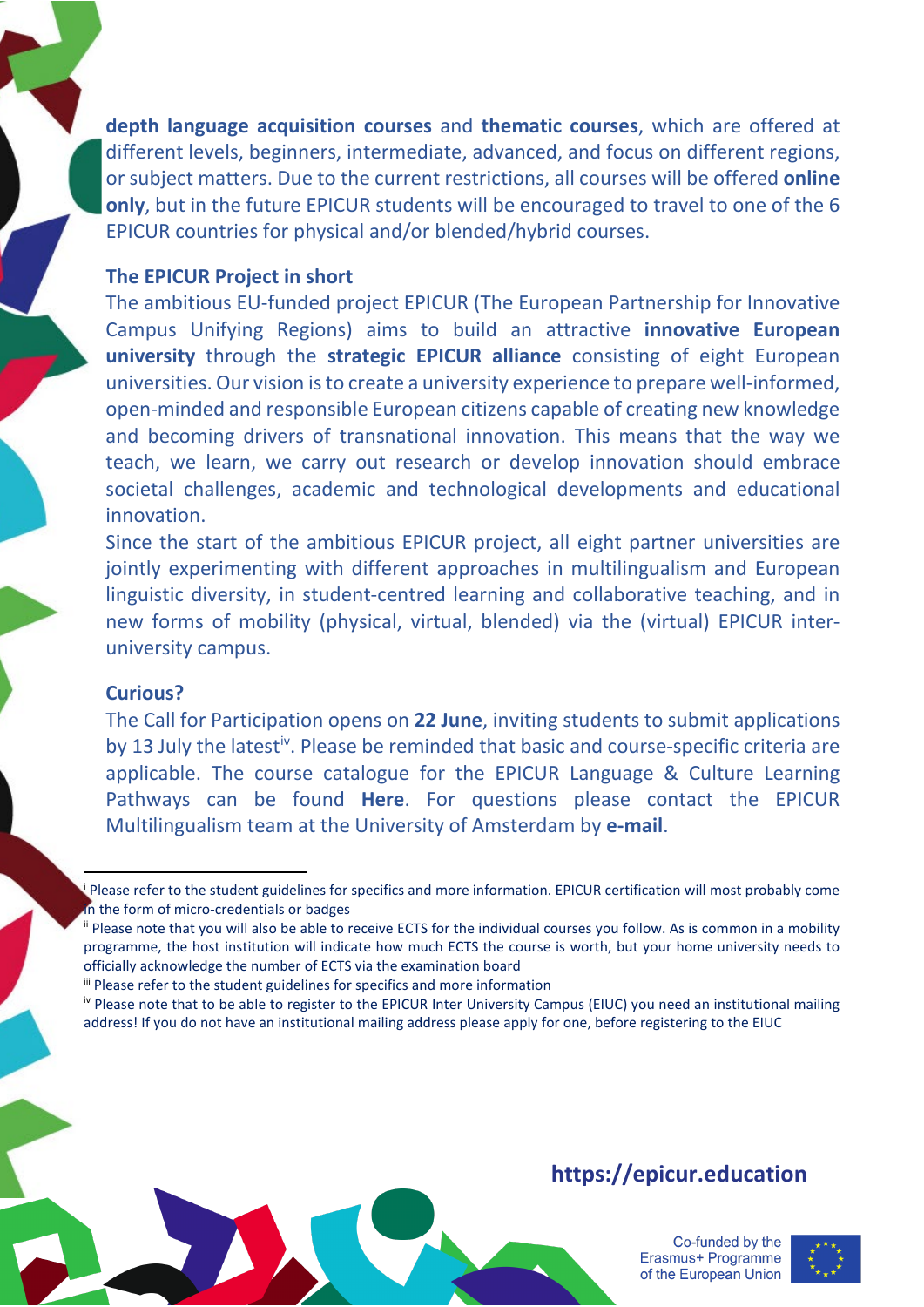**depth language acquisition courses** and **thematic courses**, which are offered at different levels, beginners, intermediate, advanced, and focus on different regions, or subject matters. Due to the current restrictions, all courses will be offered **online only**, but in the future EPICUR students will be encouraged to travel to one of the 6 EPICUR countries for physical and/or blended/hybrid courses.

### The EPICUR Project in short

The ambitious EU-funded project EPICUR (The European Partnership for Innovative Campus Unifying Regions) aims to build an attractive **innovative European university** through the **strategic EPICUR alliance** consisting of eight European universities. Our vision is to create a university experience to prepare well-informed, open-minded and responsible European citizens capable of creating new knowledge and becoming drivers of transnational innovation. This means that the way we teach, we learn, we carry out research or develop innovation should embrace societal challenges, academic and technological developments and educational innovation.

Since the start of the ambitious EPICUR project, all eight partner universities are jointly experimenting with different approaches in multilingualism and European linguistic diversity, in student-centred learning and collaborative teaching, and in new forms of mobility (physical, virtual, blended) via the (virtual) EPICUR inter-university campus.

### Curious?

The Call for Participation opens on **22 June**, inviting students to submit applications by 13 July the latest[iv]. Please be reminded that basic and course-specific criteria are applicable. The course catalogue for the EPICUR Language & Culture Learning Pathways can be found **Here**. For questions please contact the EPICUR Multilingualism team at the University of Amsterdam by **e-mail**.

---

[i] Please refer to the student guidelines for specifics and more information. EPICUR certification will most probably come in the form of micro-credentials or badges

[ii] Please note that you will also be able to receive ECTS for the individual courses you follow. As is common in a mobility programme, the host institution will indicate how much ECTS the course is worth, but your home university needs to officially acknowledge the number of ECTS via the examination board

[iii] Please refer to the student guidelines for specifics and more information

[iv] Please note that to be able to register to the EPICUR Inter University Campus (EIUC) you need an institutional mailing address! If you do not have an institutional mailing address please apply for one, before registering to the EIUC

**https://epicur.education**

Co-funded by the Erasmus+ Programme of the European Union